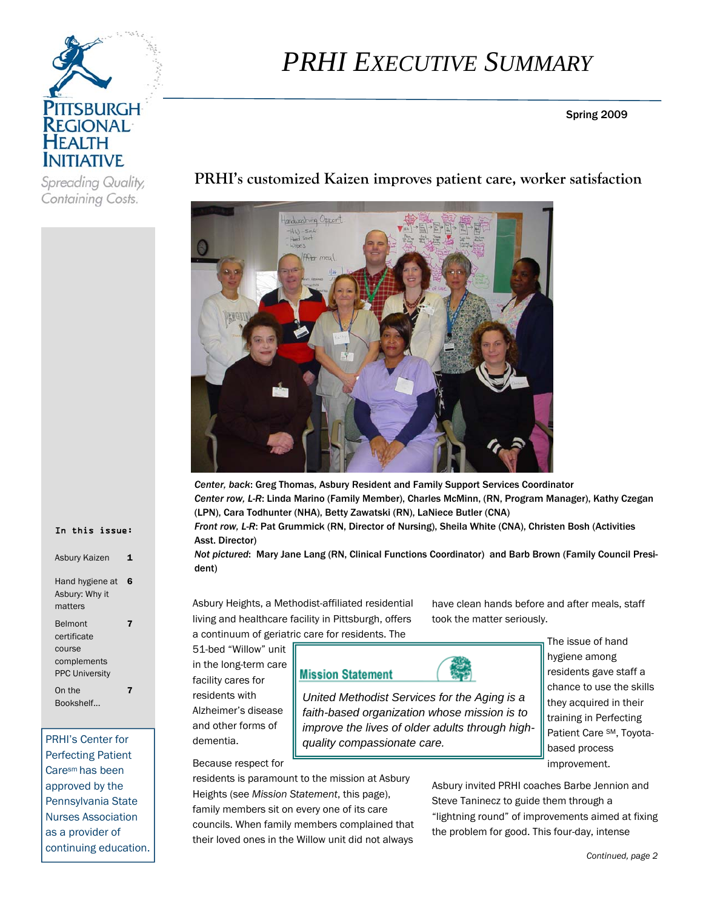# PRHI EXECUTIVE SUMMARY

Spring 2009

Pittsburgh Regional Health Initiative

*Spreading Quality, Containing Costs.*

## PRHI's customized Kaizen improves patient care, worker satisfaction

*Center, back*: Greg Thomas, Asbury Resident and Family Support Services Coordinator
*Center row, L-R*: Linda Marino (Family Member), Charles McMinn, (RN, Program Manager), Kathy Czegan (LPN), Cara Todhunter (NHA), Betty Zawatski (RN), LaNiece Butler (CNA)
*Front row, L-R*: Pat Grummick (RN, Director of Nursing), Sheila White (CNA), Christen Bosh (Activities Asst. Director)
*Not pictured*: Mary Jane Lang (RN, Clinical Functions Coordinator) and Barb Brown (Family Council President)

Asbury Heights, a Methodist-affiliated residential living and healthcare facility in Pittsburgh, offers a continuum of geriatric care for residents. The 51-bed "Willow" unit in the long-term care facility cares for residents with Alzheimer's disease and other forms of dementia.

Because respect for residents is paramount to the mission at Asbury Heights (see *Mission Statement*, this page), family members sit on every one of its care councils. When family members complained that their loved ones in the Willow unit did not always have clean hands before and after meals, staff took the matter seriously.

> **Mission Statement**
>
> *United Methodist Services for the Aging is a faith-based organization whose mission is to improve the lives of older adults through high-quality compassionate care.*

The issue of hand hygiene among residents gave staff a chance to use the skills they acquired in their training in Perfecting Patient Care SM, Toyota-based process improvement.

Asbury invited PRHI coaches Barbe Jennion and Steve Taninecz to guide them through a "lightning round" of improvements aimed at fixing the problem for good. This four-day, intense

*Continued, page 2*

**In this issue:**

| | |
|---|---|
| Asbury Kaizen | 1 |
| Hand hygiene at Asbury: Why it matters | 6 |
| Belmont certificate course complements PPC University | 7 |
| On the Bookshelf… | 7 |

PRHI's Center for Perfecting Patient Caresm has been approved by the Pennsylvania State Nurses Association as a provider of continuing education.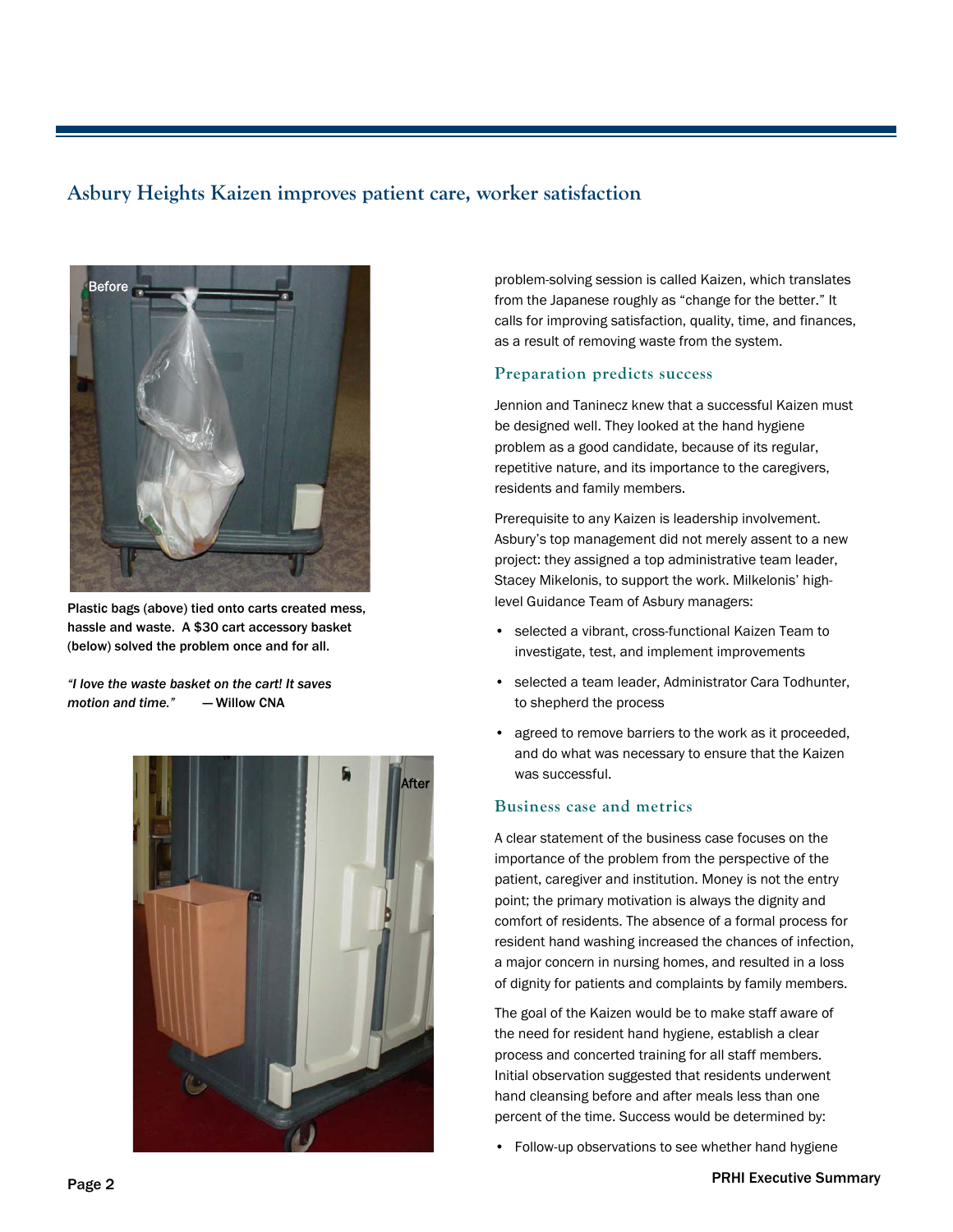## Asbury Heights Kaizen improves patient care, worker satisfaction

Plastic bags (above) tied onto carts created mess, hassle and waste. A $30 cart accessory basket (below) solved the problem once and for all.

*"I love the waste basket on the cart! It saves motion and time."* — Willow CNA

problem-solving session is called Kaizen, which translates from the Japanese roughly as "change for the better." It calls for improving satisfaction, quality, time, and finances, as a result of removing waste from the system.

### Preparation predicts success

Jennion and Taninecz knew that a successful Kaizen must be designed well. They looked at the hand hygiene problem as a good candidate, because of its regular, repetitive nature, and its importance to the caregivers, residents and family members.

Prerequisite to any Kaizen is leadership involvement. Asbury's top management did not merely assent to a new project: they assigned a top administrative team leader, Stacey Mikelonis, to support the work. Milkelonis' high-level Guidance Team of Asbury managers:

- selected a vibrant, cross-functional Kaizen Team to investigate, test, and implement improvements
- selected a team leader, Administrator Cara Todhunter, to shepherd the process
- agreed to remove barriers to the work as it proceeded, and do what was necessary to ensure that the Kaizen was successful.

### Business case and metrics

A clear statement of the business case focuses on the importance of the problem from the perspective of the patient, caregiver and institution. Money is not the entry point; the primary motivation is always the dignity and comfort of residents. The absence of a formal process for resident hand washing increased the chances of infection, a major concern in nursing homes, and resulted in a loss of dignity for patients and complaints by family members.

The goal of the Kaizen would be to make staff aware of the need for resident hand hygiene, establish a clear process and concerted training for all staff members. Initial observation suggested that residents underwent hand cleansing before and after meals less than one percent of the time. Success would be determined by:

- Follow-up observations to see whether hand hygiene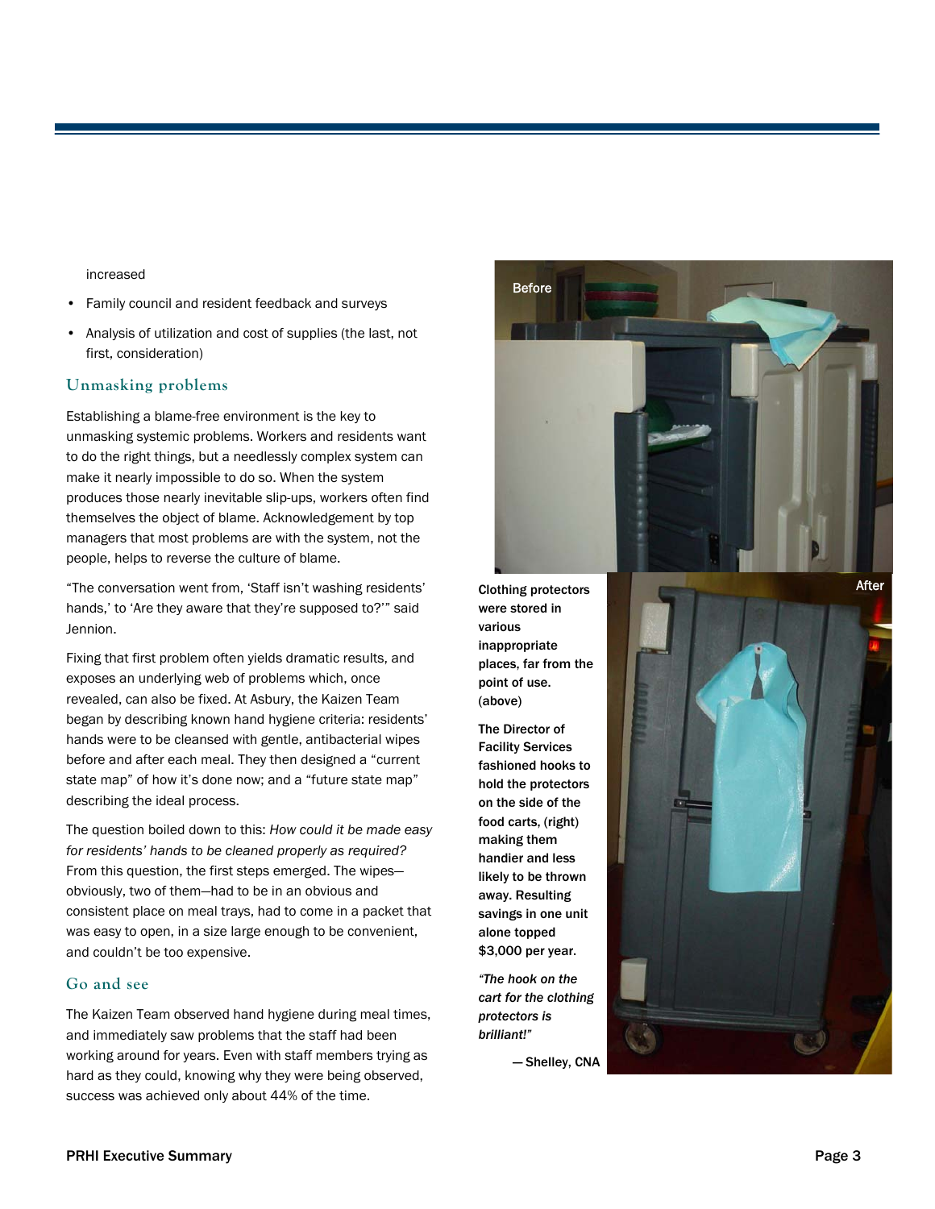increased

- Family council and resident feedback and surveys
- Analysis of utilization and cost of supplies (the last, not first, consideration)

## Unmasking problems

Establishing a blame-free environment is the key to unmasking systemic problems. Workers and residents want to do the right things, but a needlessly complex system can make it nearly impossible to do so. When the system produces those nearly inevitable slip-ups, workers often find themselves the object of blame. Acknowledgement by top managers that most problems are with the system, not the people, helps to reverse the culture of blame.

"The conversation went from, 'Staff isn't washing residents' hands,' to 'Are they aware that they're supposed to?'" said Jennion.

Fixing that first problem often yields dramatic results, and exposes an underlying web of problems which, once revealed, can also be fixed. At Asbury, the Kaizen Team began by describing known hand hygiene criteria: residents' hands were to be cleansed with gentle, antibacterial wipes before and after each meal. They then designed a "current state map" of how it's done now; and a "future state map" describing the ideal process.

The question boiled down to this: *How could it be made easy for residents' hands to be cleaned properly as required?* From this question, the first steps emerged. The wipes—obviously, two of them—had to be in an obvious and consistent place on meal trays, had to come in a packet that was easy to open, in a size large enough to be convenient, and couldn't be too expensive.

## Go and see

The Kaizen Team observed hand hygiene during meal times, and immediately saw problems that the staff had been working around for years. Even with staff members trying as hard as they could, knowing why they were being observed, success was achieved only about 44% of the time.

Before

**Clothing protectors were stored in various inappropriate places, far from the point of use. (above)**

**The Director of Facility Services fashioned hooks to hold the protectors on the side of the food carts, (right) making them handier and less likely to be thrown away. Resulting savings in one unit alone topped $3,000 per year.**

After

***"The hook on the cart for the clothing protectors is brilliant!"***

**— Shelley, CNA**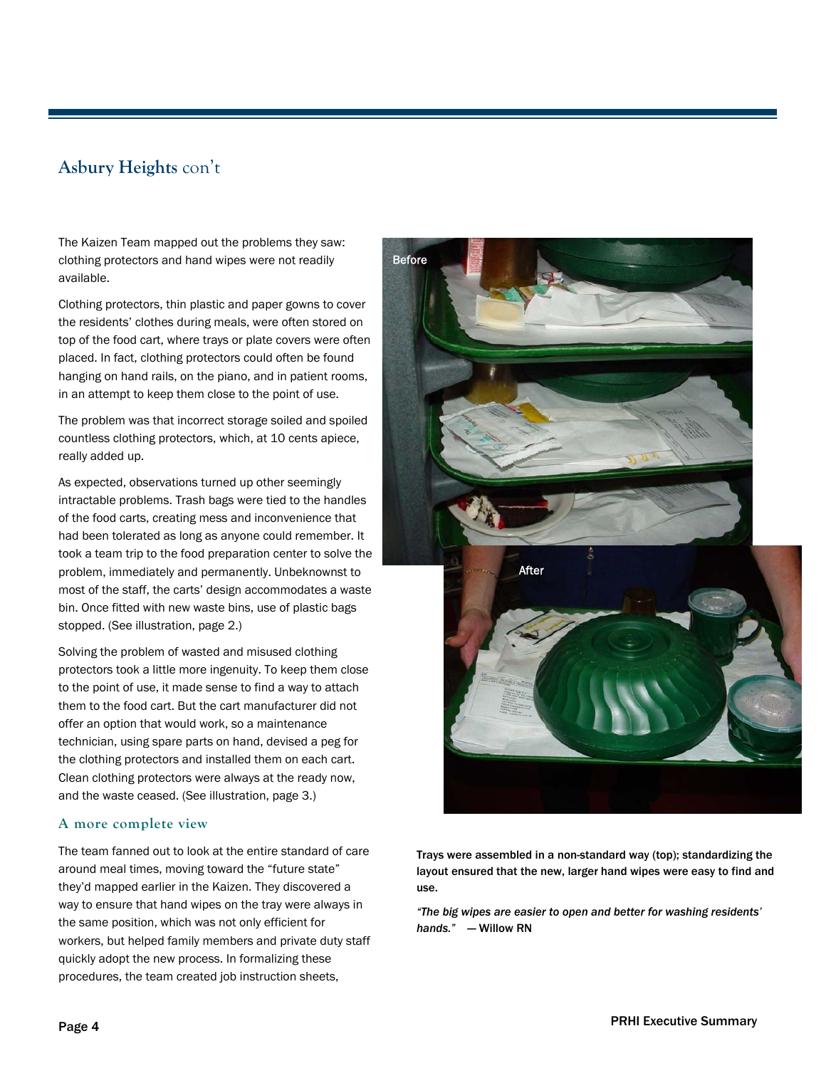## **Asbury Heights** con't

The Kaizen Team mapped out the problems they saw: clothing protectors and hand wipes were not readily available.

Clothing protectors, thin plastic and paper gowns to cover the residents' clothes during meals, were often stored on top of the food cart, where trays or plate covers were often placed. In fact, clothing protectors could often be found hanging on hand rails, on the piano, and in patient rooms, in an attempt to keep them close to the point of use.

The problem was that incorrect storage soiled and spoiled countless clothing protectors, which, at 10 cents apiece, really added up.

As expected, observations turned up other seemingly intractable problems. Trash bags were tied to the handles of the food carts, creating mess and inconvenience that had been tolerated as long as anyone could remember. It took a team trip to the food preparation center to solve the problem, immediately and permanently. Unbeknownst to most of the staff, the carts' design accommodates a waste bin. Once fitted with new waste bins, use of plastic bags stopped. (See illustration, page 2.)

Solving the problem of wasted and misused clothing protectors took a little more ingenuity. To keep them close to the point of use, it made sense to find a way to attach them to the food cart. But the cart manufacturer did not offer an option that would work, so a maintenance technician, using spare parts on hand, devised a peg for the clothing protectors and installed them on each cart. Clean clothing protectors were always at the ready now, and the waste ceased. (See illustration, page 3.)

### A more complete view

The team fanned out to look at the entire standard of care around meal times, moving toward the "future state" they'd mapped earlier in the Kaizen. They discovered a way to ensure that hand wipes on the tray were always in the same position, which was not only efficient for workers, but helped family members and private duty staff quickly adopt the new process. In formalizing these procedures, the team created job instruction sheets,

Before

After

**Trays were assembled in a non-standard way (top); standardizing the layout ensured that the new, larger hand wipes were easy to find and use.**

***"The big wipes are easier to open and better for washing residents' hands."*** **— Willow RN**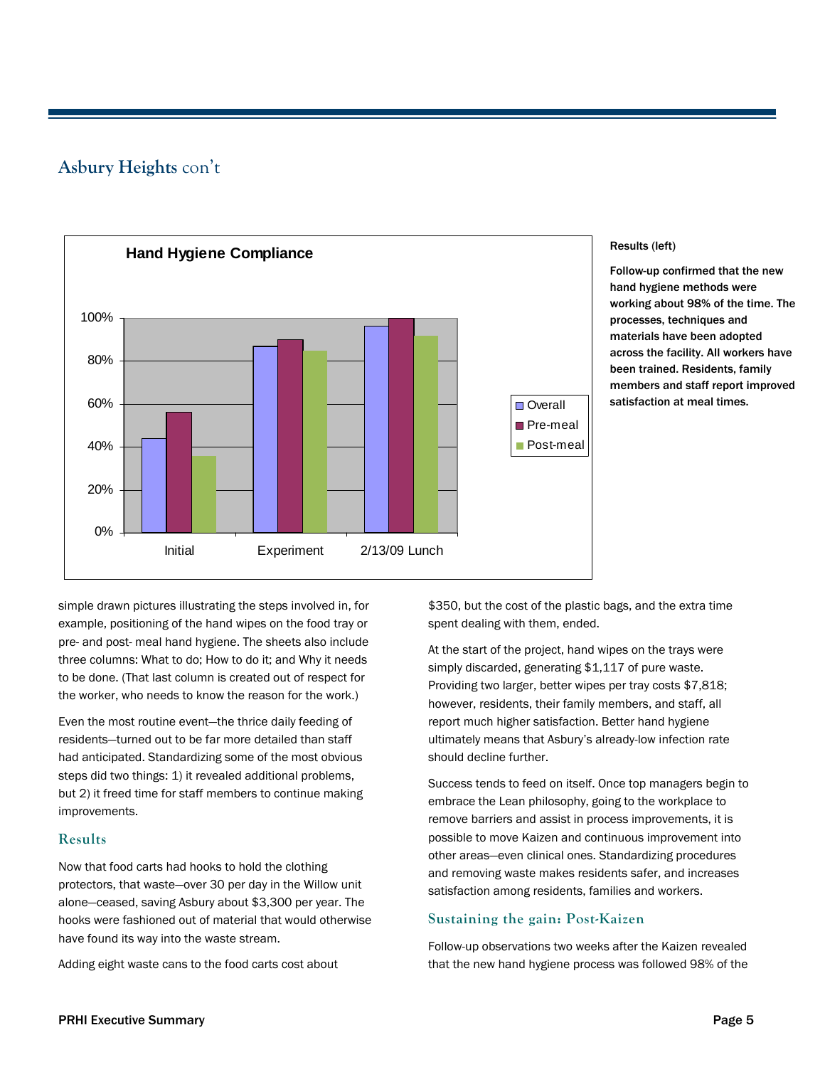## Asbury Heights con't

**Hand Hygiene Compliance**

**Results** (left)

**Follow-up confirmed that the new hand hygiene methods were working about 98% of the time. The processes, techniques and materials have been adopted across the facility. All workers have been trained. Residents, family members and staff report improved satisfaction at meal times.**

simple drawn pictures illustrating the steps involved in, for example, positioning of the hand wipes on the food tray or pre- and post- meal hand hygiene. The sheets also include three columns: What to do; How to do it; and Why it needs to be done. (That last column is created out of respect for the worker, who needs to know the reason for the work.)

Even the most routine event—the thrice daily feeding of residents—turned out to be far more detailed than staff had anticipated. Standardizing some of the most obvious steps did two things: 1) it revealed additional problems, but 2) it freed time for staff members to continue making improvements.

### Results

Now that food carts had hooks to hold the clothing protectors, that waste—over 30 per day in the Willow unit alone—ceased, saving Asbury about $3,300 per year. The hooks were fashioned out of material that would otherwise have found its way into the waste stream.

Adding eight waste cans to the food carts cost about $350, but the cost of the plastic bags, and the extra time spent dealing with them, ended.

At the start of the project, hand wipes on the trays were simply discarded, generating $1,117 of pure waste. Providing two larger, better wipes per tray costs $7,818; however, residents, their family members, and staff, all report much higher satisfaction. Better hand hygiene ultimately means that Asbury's already-low infection rate should decline further.

Success tends to feed on itself. Once top managers begin to embrace the Lean philosophy, going to the workplace to remove barriers and assist in process improvements, it is possible to move Kaizen and continuous improvement into other areas—even clinical ones. Standardizing procedures and removing waste makes residents safer, and increases satisfaction among residents, families and workers.

### Sustaining the gain: Post-Kaizen

Follow-up observations two weeks after the Kaizen revealed that the new hand hygiene process was followed 98% of the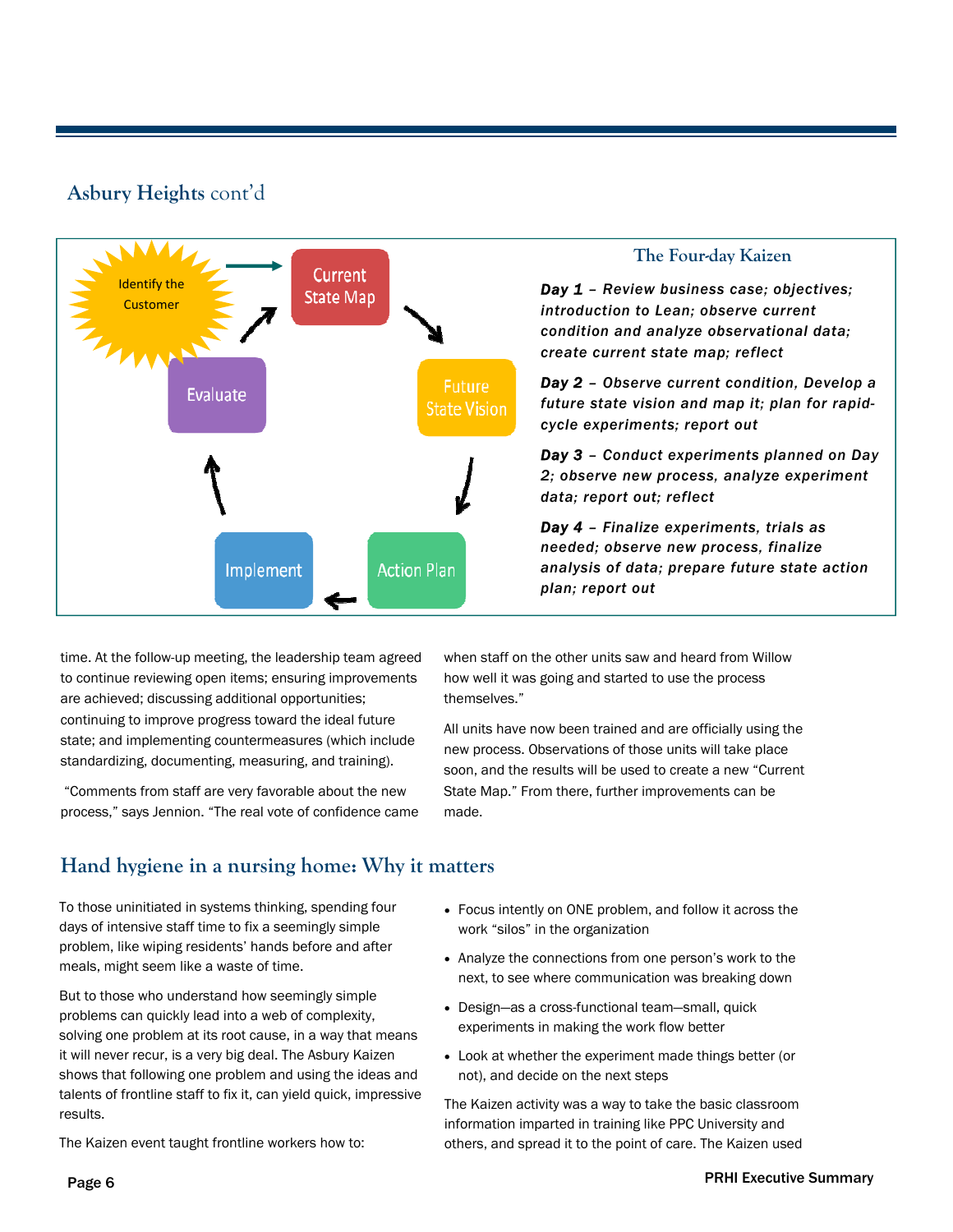## Asbury Heights cont'd

Identify the Customer → Current State Map → Future State Vision → Action Plan → Implement → Evaluate → Current State Map

### The Four-day Kaizen

***Day 1** – Review business case; objectives; introduction to Lean; observe current condition and analyze observational data; create current state map; reflect*

***Day 2** – Observe current condition, Develop a future state vision and map it; plan for rapid-cycle experiments; report out*

***Day 3** – Conduct experiments planned on Day 2; observe new process, analyze experiment data; report out; reflect*

***Day 4** – Finalize experiments, trials as needed; observe new process, finalize analysis of data; prepare future state action plan; report out*

time. At the follow-up meeting, the leadership team agreed to continue reviewing open items; ensuring improvements are achieved; discussing additional opportunities; continuing to improve progress toward the ideal future state; and implementing countermeasures (which include standardizing, documenting, measuring, and training).

"Comments from staff are very favorable about the new process," says Jennion. "The real vote of confidence came when staff on the other units saw and heard from Willow how well it was going and started to use the process themselves."

All units have now been trained and are officially using the new process. Observations of those units will take place soon, and the results will be used to create a new "Current State Map." From there, further improvements can be made.

## Hand hygiene in a nursing home: Why it matters

To those uninitiated in systems thinking, spending four days of intensive staff time to fix a seemingly simple problem, like wiping residents' hands before and after meals, might seem like a waste of time.

But to those who understand how seemingly simple problems can quickly lead into a web of complexity, solving one problem at its root cause, in a way that means it will never recur, is a very big deal. The Asbury Kaizen shows that following one problem and using the ideas and talents of frontline staff to fix it, can yield quick, impressive results.

The Kaizen event taught frontline workers how to:

- Focus intently on ONE problem, and follow it across the work "silos" in the organization
- Analyze the connections from one person's work to the next, to see where communication was breaking down
- Design—as a cross-functional team—small, quick experiments in making the work flow better
- Look at whether the experiment made things better (or not), and decide on the next steps

The Kaizen activity was a way to take the basic classroom information imparted in training like PPC University and others, and spread it to the point of care. The Kaizen used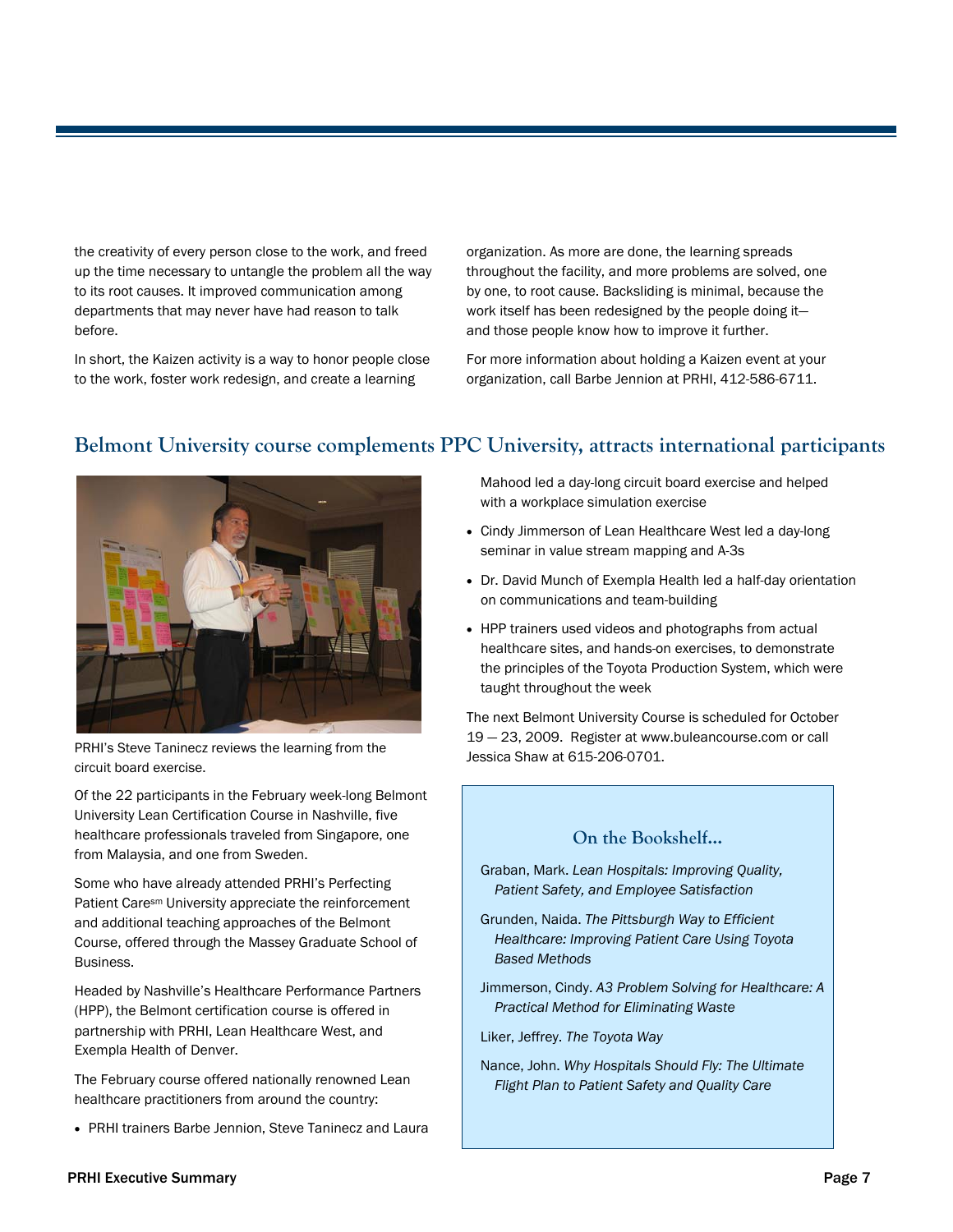the creativity of every person close to the work, and freed up the time necessary to untangle the problem all the way to its root causes. It improved communication among departments that may never have had reason to talk before.

In short, the Kaizen activity is a way to honor people close to the work, foster work redesign, and create a learning organization. As more are done, the learning spreads throughout the facility, and more problems are solved, one by one, to root cause. Backsliding is minimal, because the work itself has been redesigned by the people doing it—and those people know how to improve it further.

For more information about holding a Kaizen event at your organization, call Barbe Jennion at PRHI, 412-586-6711.

## Belmont University course complements PPC University, attracts international participants

PRHI's Steve Taninecz reviews the learning from the circuit board exercise.

Of the 22 participants in the February week-long Belmont University Lean Certification Course in Nashville, five healthcare professionals traveled from Singapore, one from Malaysia, and one from Sweden.

Some who have already attended PRHI's Perfecting Patient Care[sm] University appreciate the reinforcement and additional teaching approaches of the Belmont Course, offered through the Massey Graduate School of Business.

Headed by Nashville's Healthcare Performance Partners (HPP), the Belmont certification course is offered in partnership with PRHI, Lean Healthcare West, and Exempla Health of Denver.

The February course offered nationally renowned Lean healthcare practitioners from around the country:

- PRHI trainers Barbe Jennion, Steve Taninecz and Laura Mahood led a day-long circuit board exercise and helped with a workplace simulation exercise
- Cindy Jimmerson of Lean Healthcare West led a day-long seminar in value stream mapping and A-3s
- Dr. David Munch of Exempla Health led a half-day orientation on communications and team-building
- HPP trainers used videos and photographs from actual healthcare sites, and hands-on exercises, to demonstrate the principles of the Toyota Production System, which were taught throughout the week

The next Belmont University Course is scheduled for October 19 — 23, 2009. Register at www.buleancourse.com or call Jessica Shaw at 615-206-0701.

### On the Bookshelf...

Graban, Mark. *Lean Hospitals: Improving Quality, Patient Safety, and Employee Satisfaction*

Grunden, Naida. *The Pittsburgh Way to Efficient Healthcare: Improving Patient Care Using Toyota Based Methods*

Jimmerson, Cindy. *A3 Problem Solving for Healthcare: A Practical Method for Eliminating Waste*

Liker, Jeffrey. *The Toyota Way*

Nance, John. *Why Hospitals Should Fly: The Ultimate Flight Plan to Patient Safety and Quality Care*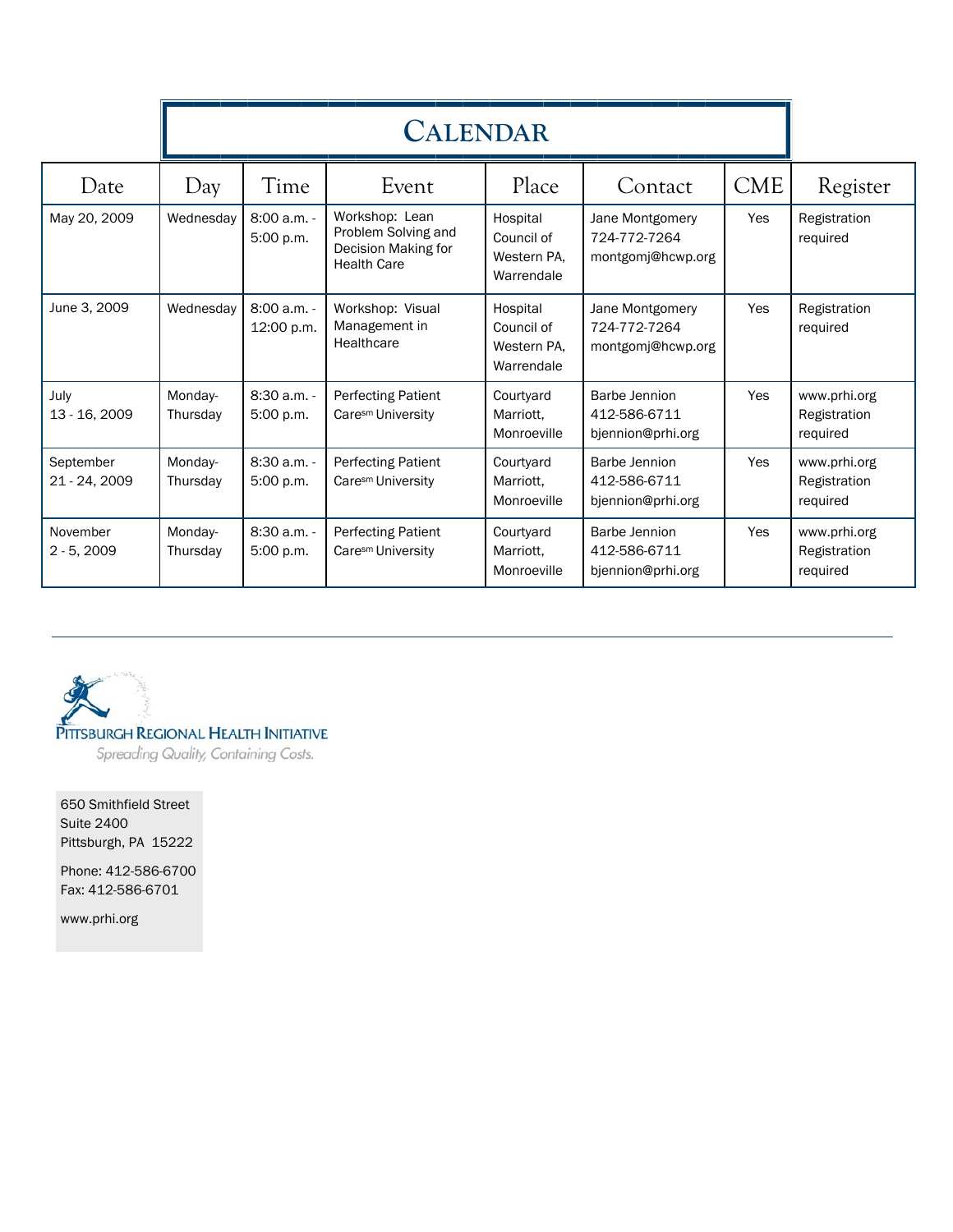# Calendar

| Date | Day | Time | Event | Place | Contact | CME | Register |
|---|---|---|---|---|---|---|---|
| May 20, 2009 | Wednesday | 8:00 a.m. - 5:00 p.m. | Workshop: Lean Problem Solving and Decision Making for Health Care | Hospital Council of Western PA, Warrendale | Jane Montgomery 724-772-7264 montgomj@hcwp.org | Yes | Registration required |
| June 3, 2009 | Wednesday | 8:00 a.m. - 12:00 p.m. | Workshop: Visual Management in Healthcare | Hospital Council of Western PA, Warrendale | Jane Montgomery 724-772-7264 montgomj@hcwp.org | Yes | Registration required |
| July 13 - 16, 2009 | Monday-Thursday | 8:30 a.m. - 5:00 p.m. | Perfecting Patient Care[sm] University | Courtyard Marriott, Monroeville | Barbe Jennion 412-586-6711 bjennion@prhi.org | Yes | www.prhi.org Registration required |
| September 21 - 24, 2009 | Monday-Thursday | 8:30 a.m. - 5:00 p.m. | Perfecting Patient Care[sm] University | Courtyard Marriott, Monroeville | Barbe Jennion 412-586-6711 bjennion@prhi.org | Yes | www.prhi.org Registration required |
| November 2 - 5, 2009 | Monday-Thursday | 8:30 a.m. - 5:00 p.m. | Perfecting Patient Care[sm] University | Courtyard Marriott, Monroeville | Barbe Jennion 412-586-6711 bjennion@prhi.org | Yes | www.prhi.org Registration required |

---

Pittsburgh Regional Health Initiative

*Spreading Quality, Containing Costs.*

650 Smithfield Street
Suite 2400
Pittsburgh, PA 15222

Phone: 412-586-6700
Fax: 412-586-6701

www.prhi.org